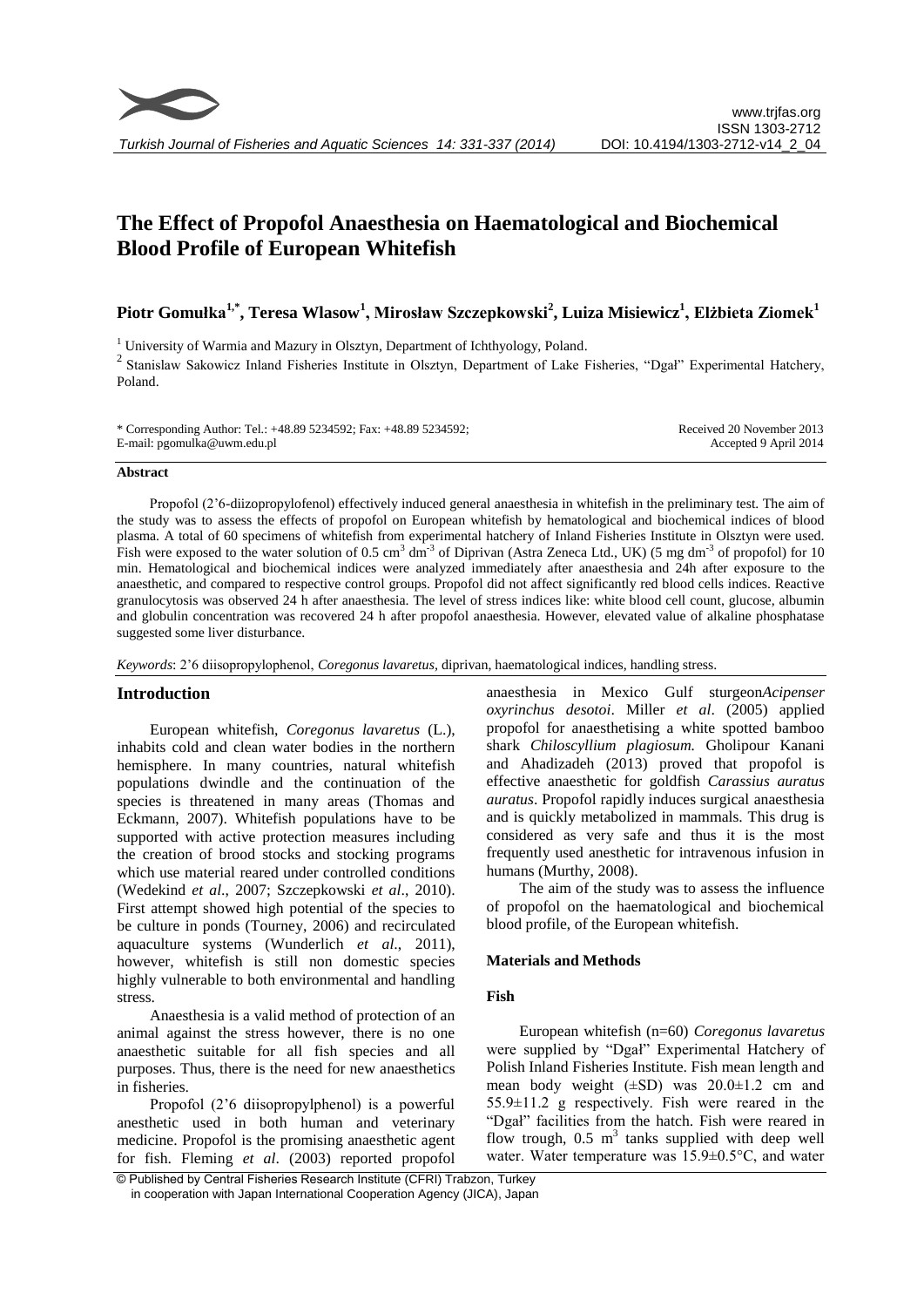# The Effect of Propofol Anaesthesia on Haematological and Biochemical Blood Profile of European Whitefish

**Piotr Gomułka[1,*], Teresa Wlasow[1], Mirosław Szczepkowski[2], Luiza Misiewicz[1], Elżbieta Ziomek[1]**

[1] University of Warmia and Mazury in Olsztyn, Department of Ichthyology, Poland.

[2] Stanislaw Sakowicz Inland Fisheries Institute in Olsztyn, Department of Lake Fisheries, "Dgał" Experimental Hatchery, Poland.

\* Corresponding Author: Tel.: +48.89 5234592; Fax: +48.89 5234592;
E-mail: pgomulka@uwm.edu.pl

Received 20 November 2013
Accepted 9 April 2014

## Abstract

Propofol (2'6-diizopropylofenol) effectively induced general anaesthesia in whitefish in the preliminary test. The aim of the study was to assess the effects of propofol on European whitefish by hematological and biochemical indices of blood plasma. A total of 60 specimens of whitefish from experimental hatchery of Inland Fisheries Institute in Olsztyn were used. Fish were exposed to the water solution of 0.5 $cm^3$ $dm^{-3}$ of Diprivan (Astra Zeneca Ltd., UK) (5 mg $dm^{-3}$ of propofol) for 10 min. Hematological and biochemical indices were analyzed immediately after anaesthesia and 24h after exposure to the anaesthetic, and compared to respective control groups. Propofol did not affect significantly red blood cells indices. Reactive granulocytosis was observed 24 h after anaesthesia. The level of stress indices like: white blood cell count, glucose, albumin and globulin concentration was recovered 24 h after propofol anaesthesia. However, elevated value of alkaline phosphatase suggested some liver disturbance.

*Keywords*: 2'6 diisopropylophenol, *Coregonus lavaretus*, diprivan, haematological indices, handling stress.

## Introduction

European whitefish, *Coregonus lavaretus* (L.), inhabits cold and clean water bodies in the northern hemisphere. In many countries, natural whitefish populations dwindle and the continuation of the species is threatened in many areas (Thomas and Eckmann, 2007). Whitefish populations have to be supported with active protection measures including the creation of brood stocks and stocking programs which use material reared under controlled conditions (Wedekind *et al*., 2007; Szczepkowski *et al*., 2010). First attempt showed high potential of the species to be culture in ponds (Tourney, 2006) and recirculated aquaculture systems (Wunderlich *et al*., 2011), however, whitefish is still non domestic species highly vulnerable to both environmental and handling stress.

Anaesthesia is a valid method of protection of an animal against the stress however, there is no one anaesthetic suitable for all fish species and all purposes. Thus, there is the need for new anaesthetics in fisheries.

Propofol (2'6 diisopropylphenol) is a powerful anesthetic used in both human and veterinary medicine. Propofol is the promising anaesthetic agent for fish. Fleming *et al*. (2003) reported propofol anaesthesia in Mexico Gulf sturgeon*Acipenser oxyrinchus desotoi*. Miller *et al*. (2005) applied propofol for anaesthetising a white spotted bamboo shark *Chiloscyllium plagiosum.* Gholipour Kanani and Ahadizadeh (2013) proved that propofol is effective anaesthetic for goldfish *Carassius auratus auratus*. Propofol rapidly induces surgical anaesthesia and is quickly metabolized in mammals. This drug is considered as very safe and thus it is the most frequently used anesthetic for intravenous infusion in humans (Murthy, 2008).

The aim of the study was to assess the influence of propofol on the haematological and biochemical blood profile, of the European whitefish.

## Materials and Methods

### Fish

European whitefish (n=60) *Coregonus lavaretus* were supplied by "Dgał" Experimental Hatchery of Polish Inland Fisheries Institute. Fish mean length and mean body weight (±SD) was 20.0±1.2 cm and 55.9±11.2 g respectively. Fish were reared in the "Dgał" facilities from the hatch. Fish were reared in flow trough, 0.5 $m^3$ tanks supplied with deep well water. Water temperature was 15.9±0.5°C, and water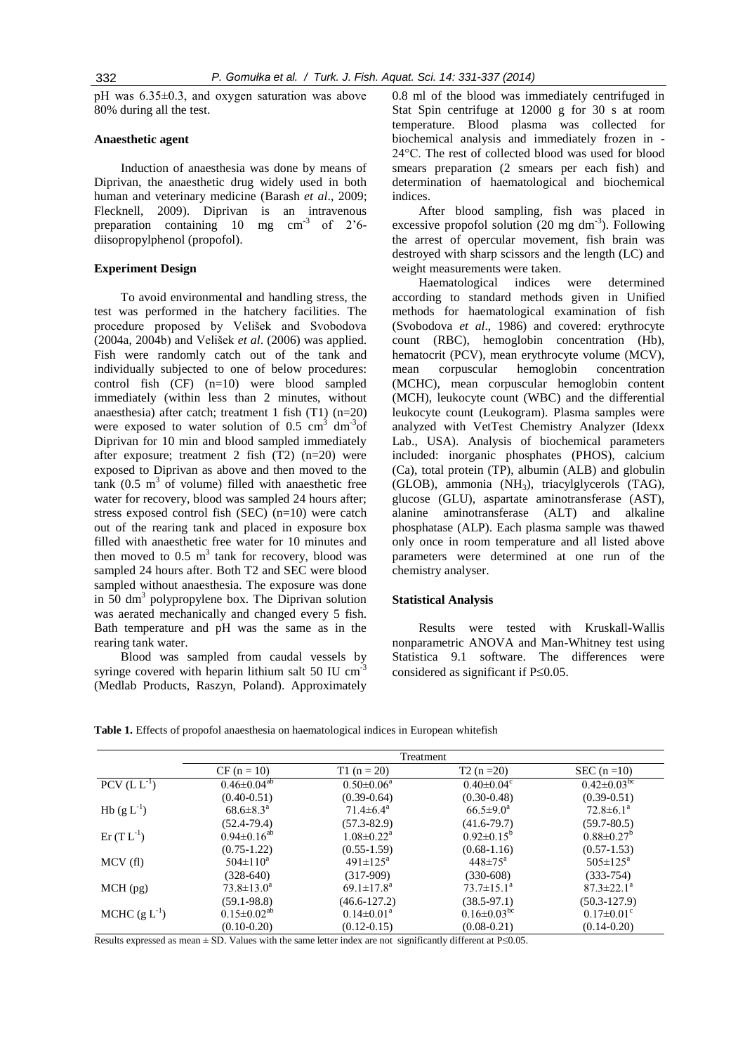pH was 6.35±0.3, and oxygen saturation was above 80% during all the test.

### Anaesthetic agent

Induction of anaesthesia was done by means of Diprivan, the anaesthetic drug widely used in both human and veterinary medicine (Barash *et al*., 2009; Flecknell, 2009). Diprivan is an intravenous preparation containing 10 mg $cm^{-3}$ of 2'6-diisopropylphenol (propofol).

### Experiment Design

To avoid environmental and handling stress, the test was performed in the hatchery facilities. The procedure proposed by Velišek and Svobodova (2004a, 2004b) and Velišek *et al*. (2006) was applied. Fish were randomly catch out of the tank and individually subjected to one of below procedures: control fish (CF) (n=10) were blood sampled immediately (within less than 2 minutes, without anaesthesia) after catch; treatment 1 fish (T1) (n=20) were exposed to water solution of 0.5 $cm^3$ $dm^{-3}$of Diprivan for 10 min and blood sampled immediately after exposure; treatment 2 fish (T2) (n=20) were exposed to Diprivan as above and then moved to the tank (0.5 $m^3$ of volume) filled with anaesthetic free water for recovery, blood was sampled 24 hours after; stress exposed control fish (SEC) (n=10) were catch out of the rearing tank and placed in exposure box filled with anaesthetic free water for 10 minutes and then moved to 0.5 $m^3$ tank for recovery, blood was sampled 24 hours after. Both T2 and SEC were blood sampled without anaesthesia. The exposure was done in 50 $dm^3$ polypropylene box. The Diprivan solution was aerated mechanically and changed every 5 fish. Bath temperature and pH was the same as in the rearing tank water.

Blood was sampled from caudal vessels by syringe covered with heparin lithium salt 50 IU $cm^{-3}$ (Medlab Products, Raszyn, Poland). Approximately 0.8 ml of the blood was immediately centrifuged in Stat Spin centrifuge at 12000 g for 30 s at room temperature. Blood plasma was collected for biochemical analysis and immediately frozen in -24°C. The rest of collected blood was used for blood smears preparation (2 smears per each fish) and determination of haematological and biochemical indices.

After blood sampling, fish was placed in excessive propofol solution (20 mg $dm^{-3}$). Following the arrest of opercular movement, fish brain was destroyed with sharp scissors and the length (LC) and weight measurements were taken.

Haematological indices were determined according to standard methods given in Unified methods for haematological examination of fish (Svobodova *et al*., 1986) and covered: erythrocyte count (RBC), hemoglobin concentration (Hb), hematocrit (PCV), mean erythrocyte volume (MCV), mean corpuscular hemoglobin concentration (MCHC), mean corpuscular hemoglobin content (MCH), leukocyte count (WBC) and the differential leukocyte count (Leukogram). Plasma samples were analyzed with VetTest Chemistry Analyzer (Idexx Lab., USA). Analysis of biochemical parameters included: inorganic phosphates (PHOS), calcium (Ca), total protein (TP), albumin (ALB) and globulin (GLOB), ammonia ($NH_3$), triacylglycerols (TAG), glucose (GLU), aspartate aminotransferase (AST), alanine aminotransferase (ALT) and alkaline phosphatase (ALP). Each plasma sample was thawed only once in room temperature and all listed above parameters were determined at one run of the chemistry analyser.

### Statistical Analysis

Results were tested with Kruskall-Wallis nonparametric ANOVA and Man-Whitney test using Statistica 9.1 software. The differences were considered as significant if P≤0.05.

**Table 1.** Effects of propofol anaesthesia on haematological indices in European whitefish

| | Treatment | | | |
|---|---|---|---|---|
| | CF (n = 10) | T1 (n = 20) | T2 (n =20) | SEC (n =10) |
| PCV ($L\ L^{-1}$) | 0.46±0.04[ab] | 0.50±0.06[a] | 0.40±0.04[c] | 0.42±0.03[bc] |
| | (0.40-0.51) | (0.39-0.64) | (0.30-0.48) | (0.39-0.51) |
| Hb ($g\ L^{-1}$) | 68.6±8.3[a] | 71.4±6.4[a] | 66.5±9.0[a] | 72.8±6.1[a] |
| | (52.4-79.4) | (57.3-82.9) | (41.6-79.7) | (59.7-80.5) |
| Er ($T\ L^{-1}$) | 0.94±0.16[ab] | 1.08±0.22[a] | 0.92±0.15[b] | 0.88±0.27[b] |
| | (0.75-1.22) | (0.55-1.59) | (0.68-1.16) | (0.57-1.53) |
| MCV (fl) | 504±110[a] | 491±125[a] | 448±75[a] | 505±125[a] |
| | (328-640) | (317-909) | (330-608) | (333-754) |
| MCH (pg) | 73.8±13.0[a] | 69.1±17.8[a] | 73.7±15.1[a] | 87.3±22.1[a] |
| | (59.1-98.8) | (46.6-127.2) | (38.5-97.1) | (50.3-127.9) |
| MCHC ($g\ L^{-1}$) | 0.15±0.02[ab] | 0.14±0.01[a] | 0.16±0.03[bc] | 0.17±0.01[c] |
| | (0.10-0.20) | (0.12-0.15) | (0.08-0.21) | (0.14-0.20) |

Results expressed as mean ± SD. Values with the same letter index are not significantly different at P≤0.05.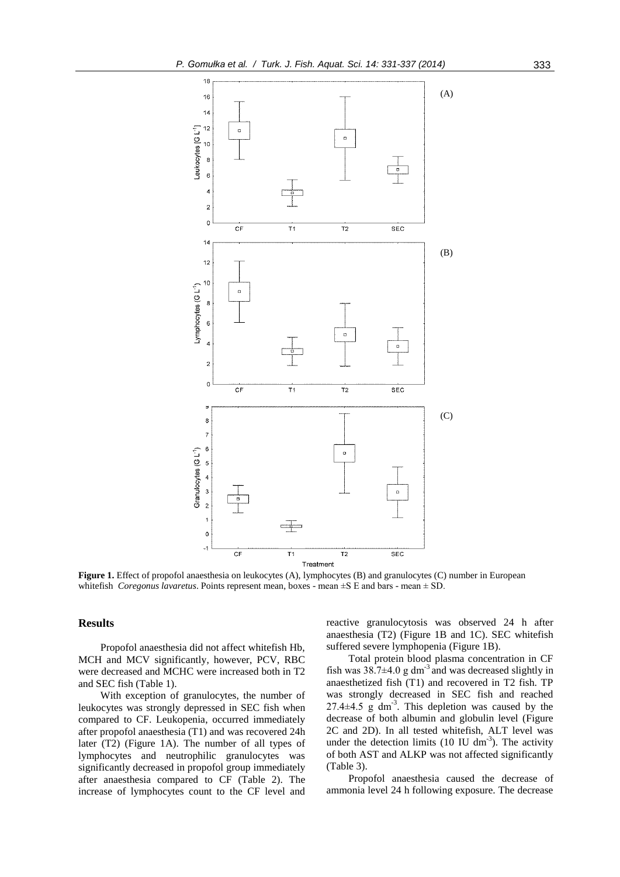**Figure 1.** Effect of propofol anaesthesia on leukocytes (A), lymphocytes (B) and granulocytes (C) number in European whitefish *Coregonus lavaretus*. Points represent mean, boxes - mean ±S E and bars - mean ± SD.

## Results

Propofol anaesthesia did not affect whitefish Hb, MCH and MCV significantly, however, PCV, RBC were decreased and MCHC were increased both in T2 and SEC fish (Table 1).

With exception of granulocytes, the number of leukocytes was strongly depressed in SEC fish when compared to CF. Leukopenia, occurred immediately after propofol anaesthesia (T1) and was recovered 24h later (T2) (Figure 1A). The number of all types of lymphocytes and neutrophilic granulocytes was significantly decreased in propofol group immediately after anaesthesia compared to CF (Table 2). The increase of lymphocytes count to the CF level and reactive granulocytosis was observed 24 h after anaesthesia (T2) (Figure 1B and 1C). SEC whitefish suffered severe lymphopenia (Figure 1B).

Total protein blood plasma concentration in CF fish was 38.7±4.0 g $dm^{-3}$ and was decreased slightly in anaesthetized fish (T1) and recovered in T2 fish. TP was strongly decreased in SEC fish and reached 27.4±4.5 g $dm^{-3}$. This depletion was caused by the decrease of both albumin and globulin level (Figure 2C and 2D). In all tested whitefish, ALT level was under the detection limits (10 IU $dm^{-3}$). The activity of both AST and ALKP was not affected significantly (Table 3).

Propofol anaesthesia caused the decrease of ammonia level 24 h following exposure. The decrease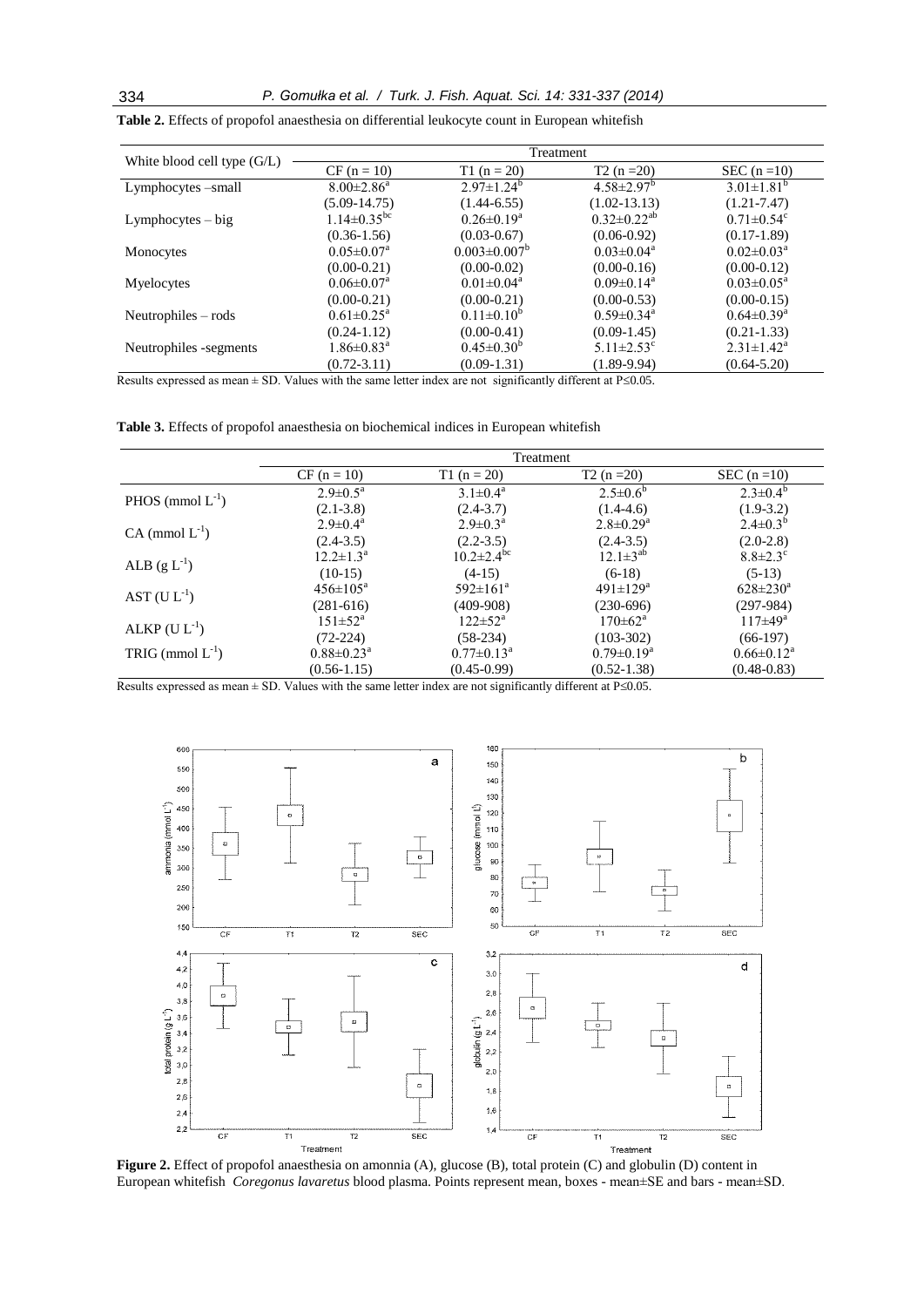**Table 2.** Effects of propofol anaesthesia on differential leukocyte count in European whitefish

| White blood cell type (G/L) | Treatment | | | |
|---|---|---|---|---|
| | CF (n = 10) | T1 (n = 20) | T2 (n =20) | SEC (n =10) |
| Lymphocytes –small | 8.00±2.86[a] | 2.97±1.24[b] | 4.58±2.97[b] | 3.01±1.81[b] |
| | (5.09-14.75) | (1.44-6.55) | (1.02-13.13) | (1.21-7.47) |
| Lymphocytes – big | 1.14±0.35[bc] | 0.26±0.19[a] | 0.32±0.22[ab] | 0.71±0.54[c] |
| | (0.36-1.56) | (0.03-0.67) | (0.06-0.92) | (0.17-1.89) |
| Monocytes | 0.05±0.07[a] | 0.003±0.007[b] | 0.03±0.04[a] | 0.02±0.03[a] |
| | (0.00-0.21) | (0.00-0.02) | (0.00-0.16) | (0.00-0.12) |
| Myelocytes | 0.06±0.07[a] | 0.01±0.04[a] | 0.09±0.14[a] | 0.03±0.05[a] |
| | (0.00-0.21) | (0.00-0.21) | (0.00-0.53) | (0.00-0.15) |
| Neutrophiles – rods | 0.61±0.25[a] | 0.11±0.10[b] | 0.59±0.34[a] | 0.64±0.39[a] |
| | (0.24-1.12) | (0.00-0.41) | (0.09-1.45) | (0.21-1.33) |
| Neutrophiles -segments | 1.86±0.83[a] | 0.45±0.30[b] | 5.11±2.53[c] | 2.31±1.42[a] |
| | (0.72-3.11) | (0.09-1.31) | (1.89-9.94) | (0.64-5.20) |

Results expressed as mean ± SD. Values with the same letter index are not significantly different at P≤0.05.

**Table 3.** Effects of propofol anaesthesia on biochemical indices in European whitefish

| | Treatment | | | |
|---|---|---|---|---|
| | CF (n = 10) | T1 (n = 20) | T2 (n =20) | SEC (n =10) |
| PHOS (mmol $L^{-1}$) | 2.9±0.5[a] | 3.1±0.4[a] | 2.5±0.6[b] | 2.3±0.4[b] |
| | (2.1-3.8) | (2.4-3.7) | (1.4-4.6) | (1.9-3.2) |
| CA (mmol $L^{-1}$) | 2.9±0.4[a] | 2.9±0.3[a] | 2.8±0.29[a] | 2.4±0.3[b] |
| | (2.4-3.5) | (2.2-3.5) | (2.4-3.5) | (2.0-2.8) |
| ALB (g $L^{-1}$) | 12.2±1.3[a] | 10.2±2.4[bc] | 12.1±3[ab] | 8.8±2.3[c] |
| | (10-15) | (4-15) | (6-18) | (5-13) |
| AST (U $L^{-1}$) | 456±105[a] | 592±161[a] | 491±129[a] | 628±230[a] |
| | (281-616) | (409-908) | (230-696) | (297-984) |
| ALKP (U $L^{-1}$) | 151±52[a] | 122±52[a] | 170±62[a] | 117±49[a] |
| | (72-224) | (58-234) | (103-302) | (66-197) |
| TRIG (mmol $L^{-1}$) | 0.88±0.23[a] | 0.77±0.13[a] | 0.79±0.19[a] | 0.66±0.12[a] |
| | (0.56-1.15) | (0.45-0.99) | (0.52-1.38) | (0.48-0.83) |

Results expressed as mean ± SD. Values with the same letter index are not significantly different at P≤0.05.

**Figure 2.** Effect of propofol anaesthesia on amonnia (A), glucose (B), total protein (C) and globulin (D) content in European whitefish *Coregonus lavaretus* blood plasma. Points represent mean, boxes - mean±SE and bars - mean±SD.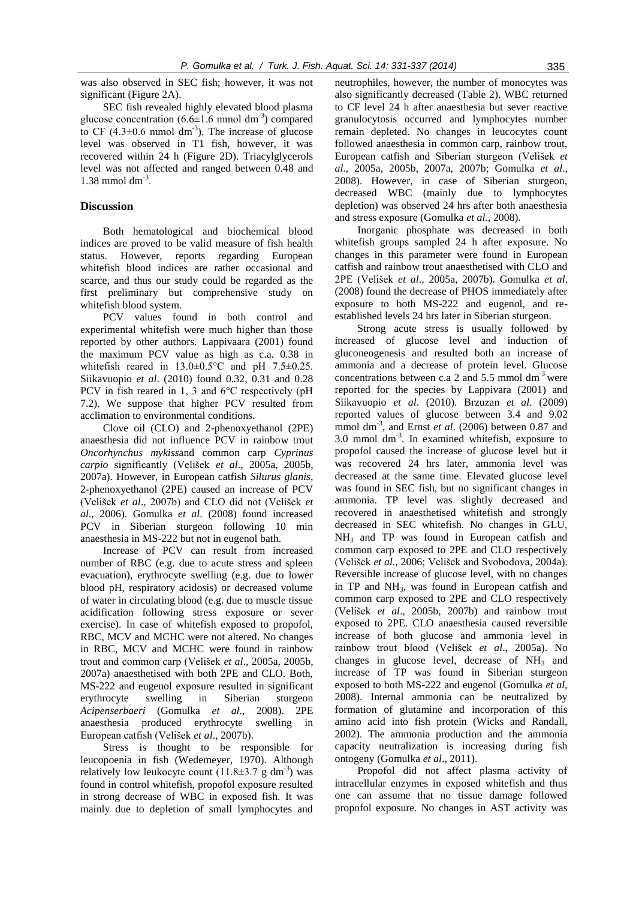was also observed in SEC fish; however, it was not significant (Figure 2A).

SEC fish revealed highly elevated blood plasma glucose concentration (6.6±1.6 mmol $dm^{-3}$) compared to CF (4.3±0.6 mmol $dm^{-3}$). The increase of glucose level was observed in T1 fish, however, it was recovered within 24 h (Figure 2D). Triacylglycerols level was not affected and ranged between 0.48 and 1.38 mmol $dm^{-3}$.

## Discussion

Both hematological and biochemical blood indices are proved to be valid measure of fish health status. However, reports regarding European whitefish blood indices are rather occasional and scarce, and thus our study could be regarded as the first preliminary but comprehensive study on whitefish blood system.

PCV values found in both control and experimental whitefish were much higher than those reported by other authors. Lappivaara (2001) found the maximum PCV value as high as c.a. 0.38 in whitefish reared in 13.0±0.5°C and pH 7.5±0.25. Siikavuopio *et al*. (2010) found 0.32, 0.31 and 0.28 PCV in fish reared in 1, 3 and 6°C respectively (pH 7.2). We suppose that higher PCV resulted from acclimation to environmental conditions.

Clove oil (CLO) and 2-phenoxyethanol (2PE) anaesthesia did not influence PCV in rainbow trout *Oncorhynchus mykiss*and common carp *Cyprinus carpio* significantly (Velišek *et al*., 2005a, 2005b, 2007a). However, in European catfish *Silurus glanis*, 2-phenoxyethanol (2PE) caused an increase of PCV (Velišek *et al*., 2007b) and CLO did not (Velišek *et al*., 2006). Gomulka *et al*. (2008) found increased PCV in Siberian sturgeon following 10 min anaesthesia in MS-222 but not in eugenol bath.

Increase of PCV can result from increased number of RBC (e.g. due to acute stress and spleen evacuation), erythrocyte swelling (e.g. due to lower blood pH, respiratory acidosis) or decreased volume of water in circulating blood (e.g. due to muscle tissue acidification following stress exposure or sever exercise). In case of whitefish exposed to propofol, RBC, MCV and MCHC were not altered. No changes in RBC, MCV and MCHC were found in rainbow trout and common carp (Velišek *et al*., 2005a, 2005b, 2007a) anaesthetised with both 2PE and CLO. Both, MS-222 and eugenol exposure resulted in significant erythrocyte swelling in Siberian sturgeon *Acipenserbaeri* (Gomulka *et al*., 2008). 2PE anaesthesia produced erythrocyte swelling in European catfish (Velišek *et al*., 2007b).

Stress is thought to be responsible for leucopoenia in fish (Wedemeyer, 1970). Although relatively low leukocyte count (11.8±3.7 g $dm^{-3}$) was found in control whitefish, propofol exposure resulted in strong decrease of WBC in exposed fish. It was mainly due to depletion of small lymphocytes and neutrophiles, however, the number of monocytes was also significantly decreased (Table 2). WBC returned to CF level 24 h after anaesthesia but sever reactive granulocytosis occurred and lymphocytes number remain depleted. No changes in leucocytes count followed anaesthesia in common carp, rainbow trout, European catfish and Siberian sturgeon (Velišek *et al*., 2005a, 2005b, 2007a, 2007b; Gomulka *et al*., 2008). However, in case of Siberian sturgeon, decreased WBC (mainly due to lymphocytes depletion) was observed 24 hrs after both anaesthesia and stress exposure (Gomulka *et al*., 2008).

Inorganic phosphate was decreased in both whitefish groups sampled 24 h after exposure. No changes in this parameter were found in European catfish and rainbow trout anaesthetised with CLO and 2PE (Velišek *et al*., 2005a, 2007b). Gomulka *et al*. (2008) found the decrease of PHOS immediately after exposure to both MS-222 and eugenol, and re-established levels 24 hrs later in Siberian sturgeon.

Strong acute stress is usually followed by increased of glucose level and induction of gluconeogenesis and resulted both an increase of ammonia and a decrease of protein level. Glucose concentrations between c.a 2 and 5.5 mmol $dm^{-3}$ were reported for the species by Lappivara (2001) and Siikavuopio *et al*. (2010). Brzuzan *et al*. (2009) reported values of glucose between 3.4 and 9.02 mmol $dm^{-3}$, and Ernst *et al*. (2006) between 0.87 and 3.0 mmol $dm^{-3}$. In examined whitefish, exposure to propofol caused the increase of glucose level but it was recovered 24 hrs later, ammonia level was decreased at the same time. Elevated glucose level was found in SEC fish, but no significant changes in ammonia. TP level was slightly decreased and recovered in anaesthetised whitefish and strongly decreased in SEC whitefish. No changes in GLU, $NH_3$ and TP was found in European catfish and common carp exposed to 2PE and CLO respectively (Velišek *et al*., 2006; Velišek and Svobodova, 2004a). Reversible increase of glucose level, with no changes in TP and $NH_3$, was found in European catfish and common carp exposed to 2PE and CLO respectively (Velišek *et al*., 2005b, 2007b) and rainbow trout exposed to 2PE. CLO anaesthesia caused reversible increase of both glucose and ammonia level in rainbow trout blood (Velišek *et al*., 2005a). No changes in glucose level, decrease of $NH_3$ and increase of TP was found in Siberian sturgeon exposed to both MS-222 and eugenol (Gomulka *et al*, 2008). Internal ammonia can be neutralized by formation of glutamine and incorporation of this amino acid into fish protein (Wicks and Randall, 2002). The ammonia production and the ammonia capacity neutralization is increasing during fish ontogeny (Gomulka *et al*., 2011).

Propofol did not affect plasma activity of intracellular enzymes in exposed whitefish and thus one can assume that no tissue damage followed propofol exposure. No changes in AST activity was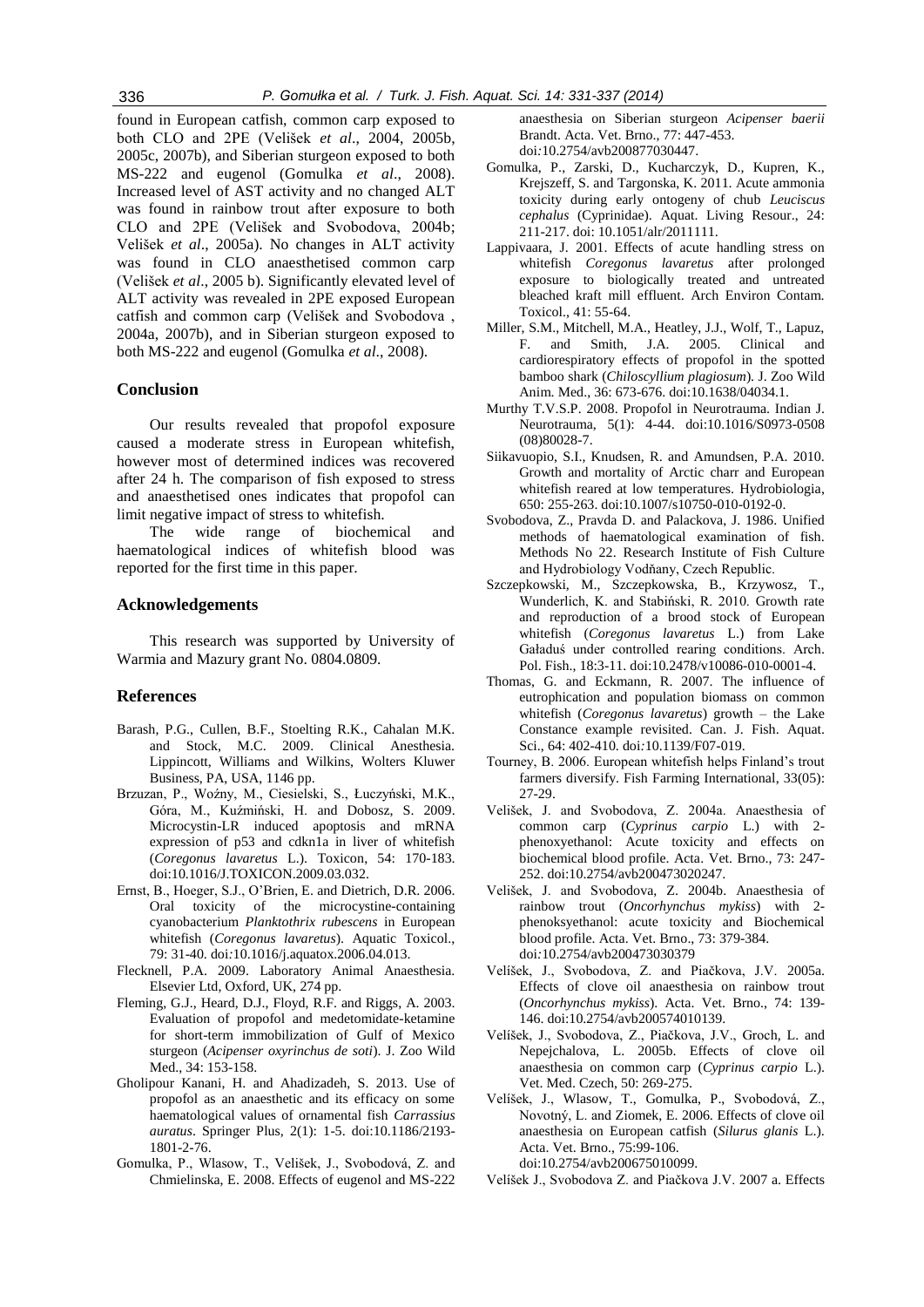found in European catfish, common carp exposed to both CLO and 2PE (Velišek *et al*., 2004, 2005b, 2005c, 2007b), and Siberian sturgeon exposed to both MS-222 and eugenol (Gomulka *et al*., 2008). Increased level of AST activity and no changed ALT was found in rainbow trout after exposure to both CLO and 2PE (Velišek and Svobodova, 2004b; Velišek *et al*., 2005a). No changes in ALT activity was found in CLO anaesthetised common carp (Velišek *et al*., 2005 b). Significantly elevated level of ALT activity was revealed in 2PE exposed European catfish and common carp (Velišek and Svobodova , 2004a, 2007b), and in Siberian sturgeon exposed to both MS-222 and eugenol (Gomulka *et al*., 2008).

## Conclusion

Our results revealed that propofol exposure caused a moderate stress in European whitefish, however most of determined indices was recovered after 24 h. The comparison of fish exposed to stress and anaesthetised ones indicates that propofol can limit negative impact of stress to whitefish.

The wide range of biochemical and haematological indices of whitefish blood was reported for the first time in this paper.

## Acknowledgements

This research was supported by University of Warmia and Mazury grant No. 0804.0809.

## References

Barash, P.G., Cullen, B.F., Stoelting R.K., Cahalan M.K. and Stock, M.C. 2009. Clinical Anesthesia. Lippincott, Williams and Wilkins, Wolters Kluwer Business, PA, USA, 1146 pp.

Brzuzan, P., Woźny, M., Ciesielski, S., Łuczyński, M.K., Góra, M., Kuźmiński, H. and Dobosz, S. 2009. Microcystin-LR induced apoptosis and mRNA expression of p53 and cdkn1a in liver of whitefish (*Coregonus lavaretus* L.). Toxicon, 54: 170-183. doi:10.1016/J.TOXICON.2009.03.032.

Ernst, B., Hoeger, S.J., O'Brien, E. and Dietrich, D.R. 2006. Oral toxicity of the microcystine-containing cyanobacterium *Planktothrix rubescens* in European whitefish (*Coregonus lavaretus*). Aquatic Toxicol., 79: 31-40. doi:10.1016/j.aquatox.2006.04.013.

Flecknell, P.A. 2009. Laboratory Animal Anaesthesia. Elsevier Ltd, Oxford, UK, 274 pp.

Fleming, G.J., Heard, D.J., Floyd, R.F. and Riggs, A. 2003. Evaluation of propofol and medetomidate-ketamine for short-term immobilization of Gulf of Mexico sturgeon (*Acipenser oxyrinchus de soti*). J. Zoo Wild Med., 34: 153-158.

Gholipour Kanani, H. and Ahadizadeh, S. 2013. Use of propofol as an anaesthetic and its efficacy on some haematological values of ornamental fish *Carrassius auratus*. Springer Plus, 2(1): 1-5. doi:10.1186/2193-1801-2-76.

Gomulka, P., Wlasow, T., Velišek, J., Svobodová, Z. and Chmielinska, E. 2008. Effects of eugenol and MS-222 anaesthesia on Siberian sturgeon *Acipenser baerii* Brandt. Acta. Vet. Brno., 77: 447-453. doi:10.2754/avb200877030447.

Gomulka, P., Zarski, D., Kucharczyk, D., Kupren, K., Krejszeff, S. and Targonska, K. 2011. Acute ammonia toxicity during early ontogeny of chub *Leuciscus cephalus* (Cyprinidae). Aquat. Living Resour., 24: 211-217. doi: 10.1051/alr/2011111.

Lappivaara, J. 2001. Effects of acute handling stress on whitefish *Coregonus lavaretus* after prolonged exposure to biologically treated and untreated bleached kraft mill effluent. Arch Environ Contam. Toxicol., 41: 55-64.

Miller, S.M., Mitchell, M.A., Heatley, J.J., Wolf, T., Lapuz, F. and Smith, J.A. 2005. Clinical and cardiorespiratory effects of propofol in the spotted bamboo shark (*Chiloscyllium plagiosum*). J. Zoo Wild Anim. Med., 36: 673-676. doi:10.1638/04034.1.

Murthy T.V.S.P. 2008. Propofol in Neurotrauma. Indian J. Neurotrauma, 5(1): 4-44. doi:10.1016/S0973-0508 (08)80028-7.

Siikavuopio, S.I., Knudsen, R. and Amundsen, P.A. 2010. Growth and mortality of Arctic charr and European whitefish reared at low temperatures. Hydrobiologia, 650: 255-263. doi:10.1007/s10750-010-0192-0.

Svobodova, Z., Pravda D. and Palackova, J. 1986. Unified methods of haematological examination of fish. Methods No 22. Research Institute of Fish Culture and Hydrobiology Vodňany, Czech Republic.

Szczepkowski, M., Szczepkowska, B., Krzywosz, T., Wunderlich, K. and Stabiński, R. 2010. Growth rate and reproduction of a brood stock of European whitefish (*Coregonus lavaretus* L.) from Lake Gaładuś under controlled rearing conditions. Arch. Pol. Fish., 18:3-11. doi:10.2478/v10086-010-0001-4.

Thomas, G. and Eckmann, R. 2007. The influence of eutrophication and population biomass on common whitefish (*Coregonus lavaretus*) growth – the Lake Constance example revisited. Can. J. Fish. Aquat. Sci., 64: 402-410. doi:10.1139/F07-019.

Tourney, B. 2006. European whitefish helps Finland's trout farmers diversify. Fish Farming International, 33(05): 27-29.

Velišek, J. and Svobodova, Z. 2004a. Anaesthesia of common carp (*Cyprinus carpio* L.) with 2-phenoxyethanol: Acute toxicity and effects on biochemical blood profile. Acta. Vet. Brno., 73: 247-252. doi:10.2754/avb200473020247.

Velišek, J. and Svobodova, Z. 2004b. Anaesthesia of rainbow trout (*Oncorhynchus mykiss*) with 2-phenoksyethanol: acute toxicity and Biochemical blood profile. Acta. Vet. Brno., 73: 379-384. doi:10.2754/avb200473030379

Velíšek, J., Svobodova, Z. and Piačkova, J.V. 2005a. Effects of clove oil anaesthesia on rainbow trout (*Oncorhynchus mykiss*). Acta. Vet. Brno., 74: 139-146. doi:10.2754/avb200574010139.

Velíšek, J., Svobodova, Z., Piačkova, J.V., Groch, L. and Nepejchalova, L. 2005b. Effects of clove oil anaesthesia on common carp (*Cyprinus carpio* L.). Vet. Med. Czech, 50: 269-275.

Velíšek, J., Wlasow, T., Gomulka, P., Svobodová, Z., Novotný, L. and Ziomek, E. 2006. Effects of clove oil anaesthesia on European catfish (*Silurus glanis* L.). Acta. Vet. Brno., 75:99-106. doi:10.2754/avb200675010099.

Velíšek J., Svobodova Z. and Piačkova J.V. 2007 a. Effects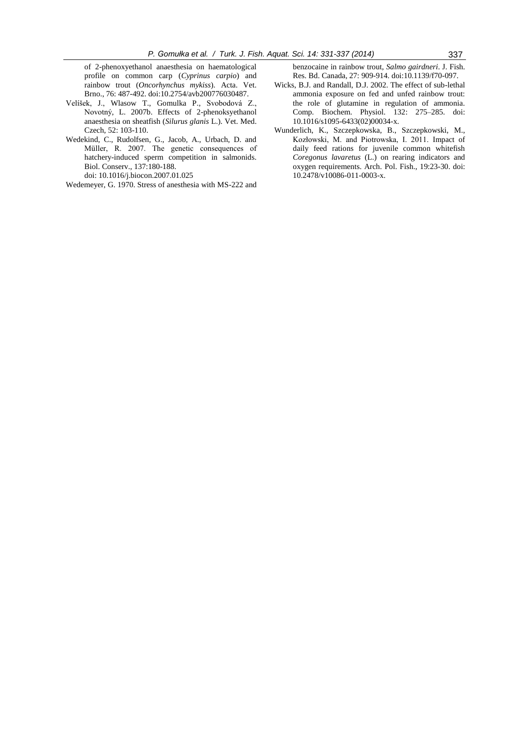of 2-phenoxyethanol anaesthesia on haematological profile on common carp (*Cyprinus carpio*) and rainbow trout (*Oncorhynchus mykiss*). Acta. Vet. Brno., 76: 487-492. doi:10.2754/avb200776030487.

Velíšek, J., Wlasow T., Gomulka P., Svobodová Z., Novotný, L. 2007b. Effects of 2-phenoksyethanol anaesthesia on sheatfish (*Silurus glanis* L.). Vet. Med. Czech, 52: 103-110.

Wedekind, C., Rudolfsen, G., Jacob, A., Urbach, D. and Müller, R. 2007. The genetic consequences of hatchery-induced sperm competition in salmonids. Biol. Conserv., 137:180-188. doi: 10.1016/j.biocon.2007.01.025

Wedemeyer, G. 1970. Stress of anesthesia with MS-222 and benzocaine in rainbow trout, *Salmo gairdneri*. J. Fish. Res. Bd. Canada, 27: 909-914. doi:10.1139/f70-097.

Wicks, B.J. and Randall, D.J. 2002. The effect of sub-lethal ammonia exposure on fed and unfed rainbow trout: the role of glutamine in regulation of ammonia. Comp. Biochem. Physiol. 132: 275–285. doi: 10.1016/s1095-6433(02)00034-x.

Wunderlich, K., Szczepkowska, B., Szczepkowski, M., Kozłowski, M. and Piotrowska, I. 2011. Impact of daily feed rations for juvenile common whitefish *Coregonus lavaretus* (L.) on rearing indicators and oxygen requirements. Arch. Pol. Fish., 19:23-30. doi: 10.2478/v10086-011-0003-x.